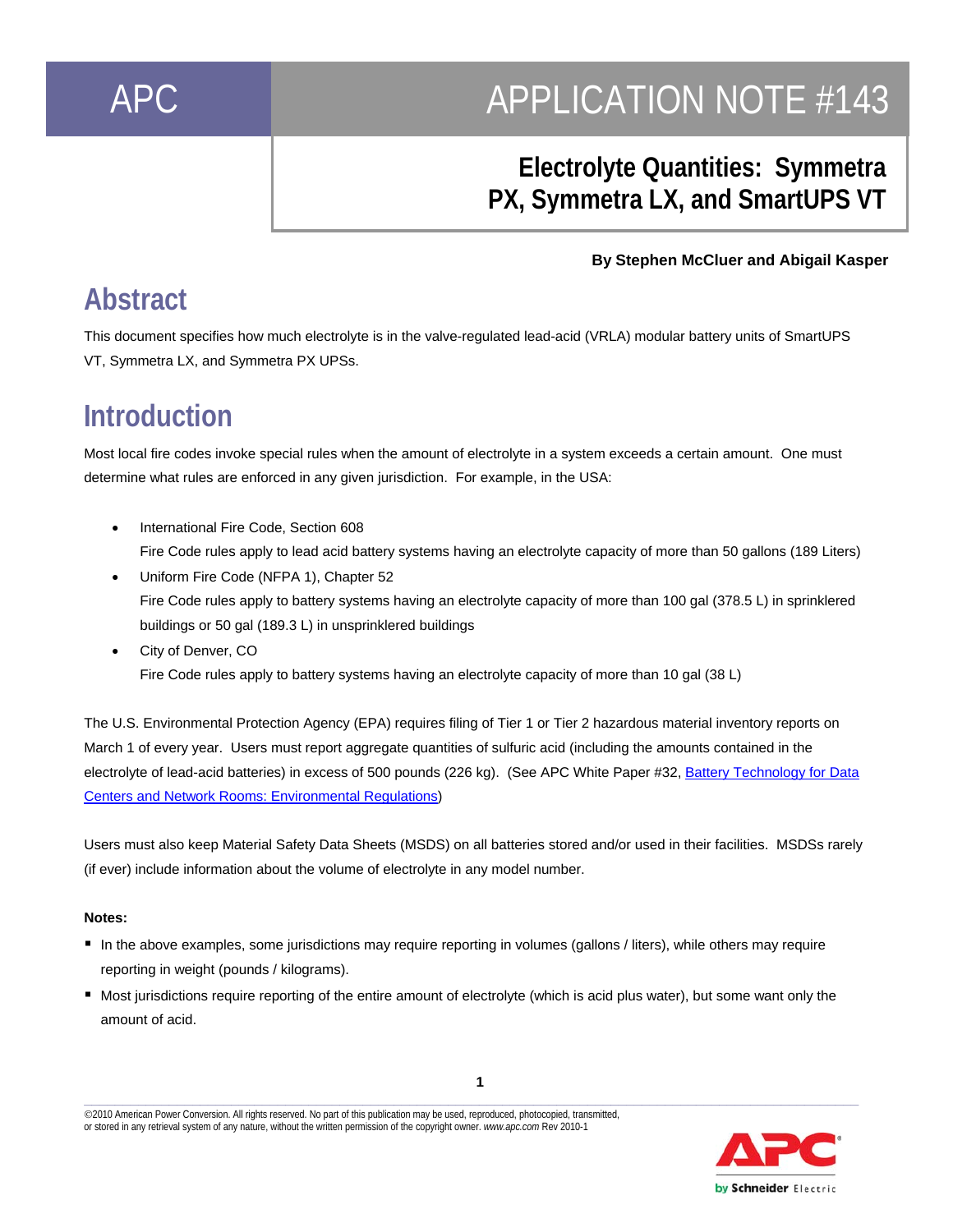APC

# APPLICATION NOTE #143

## Electrolyte Quantities: Symmetra PX, Symmetra LX, and SmartUPS VT

**By Stephen McCluer and Abigail Kasper**

## Abstract

This document specifies how much electrolyte is in the valve-regulated lead-acid (VRLA) modular battery units of SmartUPS VT, Symmetra LX, and Symmetra PX UPSs.

## Introduction

Most local fire codes invoke special rules when the amount of electrolyte in a system exceeds a certain amount. One must determine what rules are enforced in any given jurisdiction. For example, in the USA:

- International Fire Code, Section 608
  Fire Code rules apply to lead acid battery systems having an electrolyte capacity of more than 50 gallons (189 Liters)
- Uniform Fire Code (NFPA 1), Chapter 52
  Fire Code rules apply to battery systems having an electrolyte capacity of more than 100 gal (378.5 L) in sprinklered buildings or 50 gal (189.3 L) in unsprinklered buildings
- City of Denver, CO
  Fire Code rules apply to battery systems having an electrolyte capacity of more than 10 gal (38 L)

The U.S. Environmental Protection Agency (EPA) requires filing of Tier 1 or Tier 2 hazardous material inventory reports on March 1 of every year. Users must report aggregate quantities of sulfuric acid (including the amounts contained in the electrolyte of lead-acid batteries) in excess of 500 pounds (226 kg). (See APC White Paper #32, Battery Technology for Data Centers and Network Rooms: Environmental Regulations)

Users must also keep Material Safety Data Sheets (MSDS) on all batteries stored and/or used in their facilities. MSDSs rarely (if ever) include information about the volume of electrolyte in any model number.

**Notes:**

- In the above examples, some jurisdictions may require reporting in volumes (gallons / liters), while others may require reporting in weight (pounds / kilograms).
- Most jurisdictions require reporting of the entire amount of electrolyte (which is acid plus water), but some want only the amount of acid.

©2010 American Power Conversion. All rights reserved. No part of this publication may be used, reproduced, photocopied, transmitted, or stored in any retrieval system of any nature, without the written permission of the copyright owner. *www.apc.com* Rev 2010-1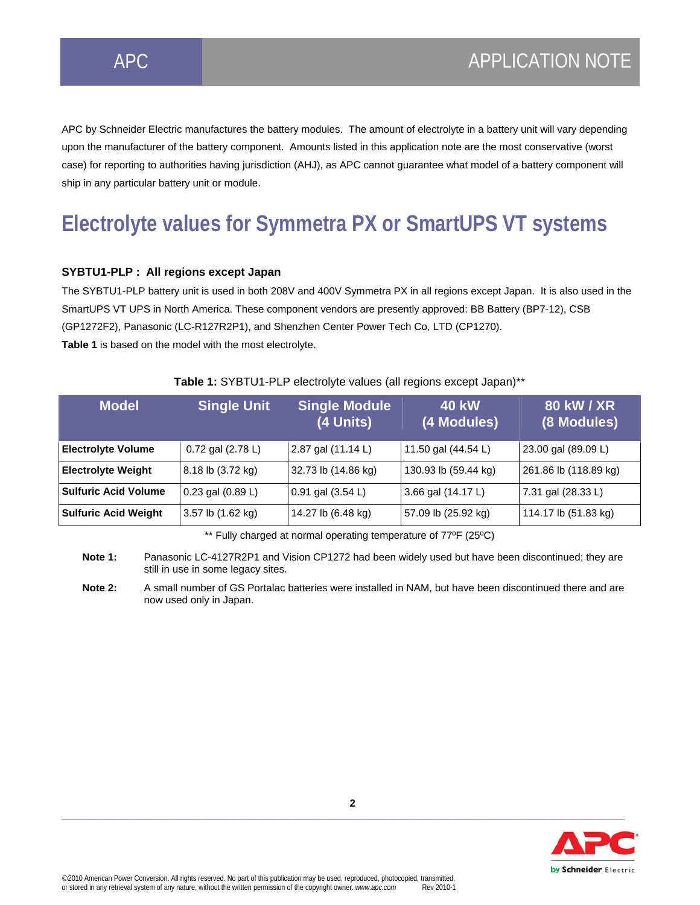APC by Schneider Electric manufactures the battery modules. The amount of electrolyte in a battery unit will vary depending upon the manufacturer of the battery component. Amounts listed in this application note are the most conservative (worst case) for reporting to authorities having jurisdiction (AHJ), as APC cannot guarantee what model of a battery component will ship in any particular battery unit or module.

# Electrolyte values for Symmetra PX or SmartUPS VT systems

### SYBTU1-PLP : All regions except Japan

The SYBTU1-PLP battery unit is used in both 208V and 400V Symmetra PX in all regions except Japan. It is also used in the SmartUPS VT UPS in North America. These component vendors are presently approved: BB Battery (BP7-12), CSB (GP1272F2), Panasonic (LC-R127R2P1), and Shenzhen Center Power Tech Co, LTD (CP1270).
**Table 1** is based on the model with the most electrolyte.

**Table 1:** SYBTU1-PLP electrolyte values (all regions except Japan)**

| Model | Single Unit | Single Module (4 Units) | 40 kW (4 Modules) | 80 kW / XR (8 Modules) |
|---|---|---|---|---|
| **Electrolyte Volume** | 0.72 gal (2.78 L) | 2.87 gal (11.14 L) | 11.50 gal (44.54 L) | 23.00 gal (89.09 L) |
| **Electrolyte Weight** | 8.18 lb (3.72 kg) | 32.73 lb (14.86 kg) | 130.93 lb (59.44 kg) | 261.86 lb (118.89 kg) |
| **Sulfuric Acid Volume** | 0.23 gal (0.89 L) | 0.91 gal (3.54 L) | 3.66 gal (14.17 L) | 7.31 gal (28.33 L) |
| **Sulfuric Acid Weight** | 3.57 lb (1.62 kg) | 14.27 lb (6.48 kg) | 57.09 lb (25.92 kg) | 114.17 lb (51.83 kg) |

** Fully charged at normal operating temperature of 77ºF (25ºC)

**Note 1:** Panasonic LC-4127R2P1 and Vision CP1272 had been widely used but have been discontinued; they are still in use in some legacy sites.

**Note 2:** A small number of GS Portalac batteries were installed in NAM, but have been discontinued there and are now used only in Japan.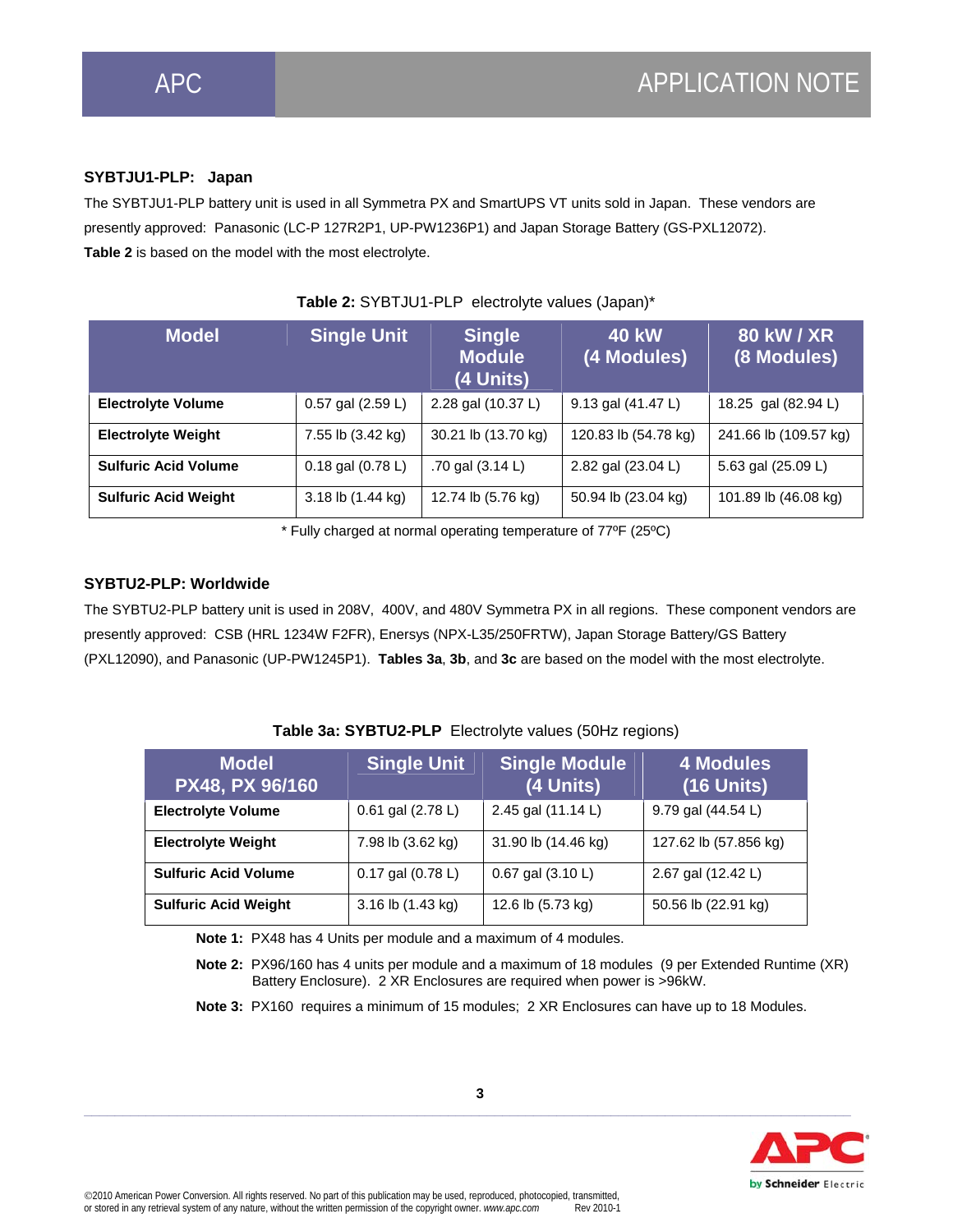**SYBTJU1-PLP: Japan**

The SYBTJU1-PLP battery unit is used in all Symmetra PX and SmartUPS VT units sold in Japan. These vendors are presently approved: Panasonic (LC-P 127R2P1, UP-PW1236P1) and Japan Storage Battery (GS-PXL12072).
**Table 2** is based on the model with the most electrolyte.

**Table 2:** SYBTJU1-PLP electrolyte values (Japan)*

| Model | Single Unit | Single Module (4 Units) | 40 kW (4 Modules) | 80 kW / XR (8 Modules) |
|---|---|---|---|---|
| **Electrolyte Volume** | 0.57 gal (2.59 L) | 2.28 gal (10.37 L) | 9.13 gal (41.47 L) | 18.25 gal (82.94 L) |
| **Electrolyte Weight** | 7.55 lb (3.42 kg) | 30.21 lb (13.70 kg) | 120.83 lb (54.78 kg) | 241.66 lb (109.57 kg) |
| **Sulfuric Acid Volume** | 0.18 gal (0.78 L) | .70 gal (3.14 L) | 2.82 gal (23.04 L) | 5.63 gal (25.09 L) |
| **Sulfuric Acid Weight** | 3.18 lb (1.44 kg) | 12.74 lb (5.76 kg) | 50.94 lb (23.04 kg) | 101.89 lb (46.08 kg) |

\* Fully charged at normal operating temperature of 77ºF (25ºC)

**SYBTU2-PLP: Worldwide**

The SYBTU2-PLP battery unit is used in 208V, 400V, and 480V Symmetra PX in all regions. These component vendors are presently approved: CSB (HRL 1234W F2FR), Enersys (NPX-L35/250FRTW), Japan Storage Battery/GS Battery (PXL12090), and Panasonic (UP-PW1245P1). **Tables 3a**, **3b**, and **3c** are based on the model with the most electrolyte.

**Table 3a: SYBTU2-PLP** Electrolyte values (50Hz regions)

| Model PX48, PX 96/160 | Single Unit | Single Module (4 Units) | 4 Modules (16 Units) |
|---|---|---|---|
| **Electrolyte Volume** | 0.61 gal (2.78 L) | 2.45 gal (11.14 L) | 9.79 gal (44.54 L) |
| **Electrolyte Weight** | 7.98 lb (3.62 kg) | 31.90 lb (14.46 kg) | 127.62 lb (57.856 kg) |
| **Sulfuric Acid Volume** | 0.17 gal (0.78 L) | 0.67 gal (3.10 L) | 2.67 gal (12.42 L) |
| **Sulfuric Acid Weight** | 3.16 lb (1.43 kg) | 12.6 lb (5.73 kg) | 50.56 lb (22.91 kg) |

**Note 1:** PX48 has 4 Units per module and a maximum of 4 modules.

**Note 2:** PX96/160 has 4 units per module and a maximum of 18 modules (9 per Extended Runtime (XR) Battery Enclosure). 2 XR Enclosures are required when power is >96kW.

**Note 3:** PX160 requires a minimum of 15 modules; 2 XR Enclosures can have up to 18 Modules.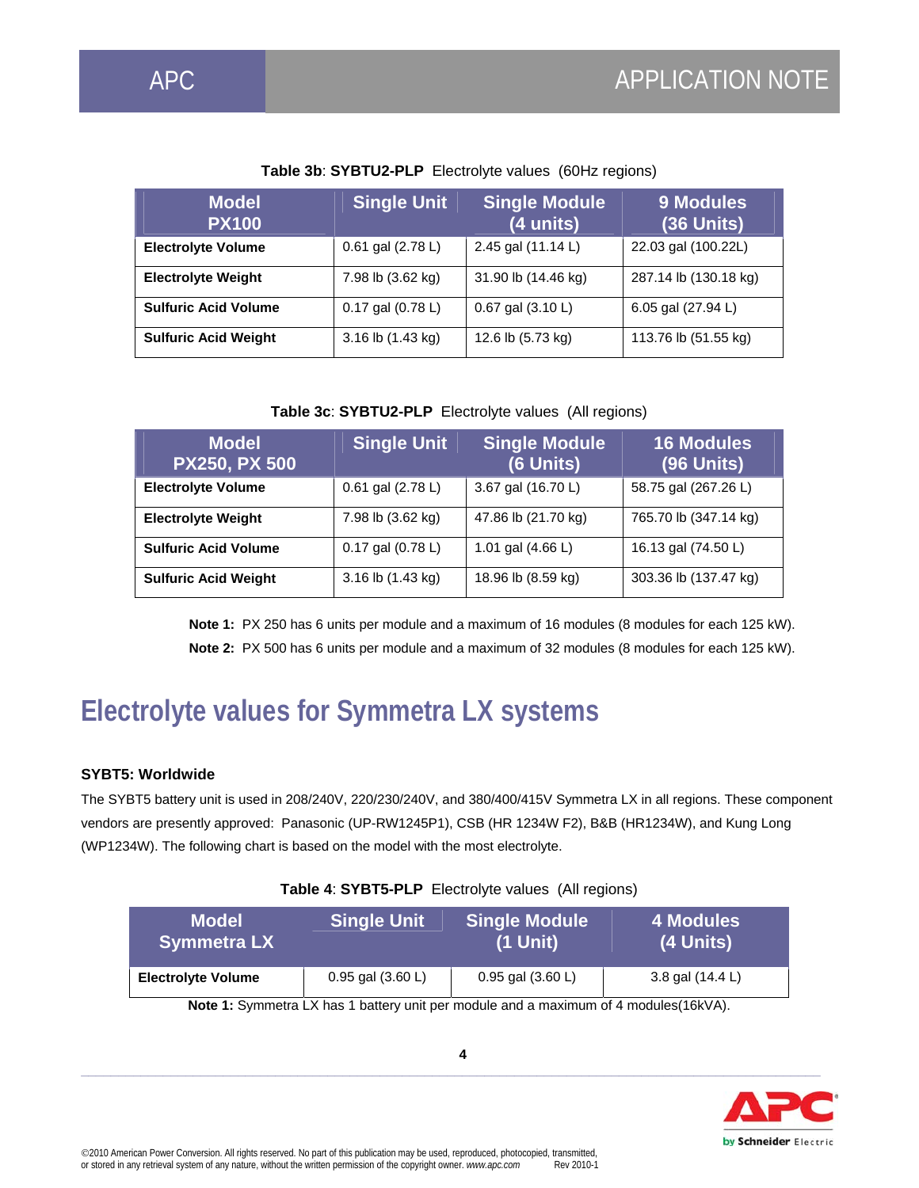**Table 3b**: **SYBTU2-PLP** Electrolyte values (60Hz regions)

| Model PX100 | Single Unit | Single Module (4 units) | 9 Modules (36 Units) |
|---|---|---|---|
| **Electrolyte Volume** | 0.61 gal (2.78 L) | 2.45 gal (11.14 L) | 22.03 gal (100.22L) |
| **Electrolyte Weight** | 7.98 lb (3.62 kg) | 31.90 lb (14.46 kg) | 287.14 lb (130.18 kg) |
| **Sulfuric Acid Volume** | 0.17 gal (0.78 L) | 0.67 gal (3.10 L) | 6.05 gal (27.94 L) |
| **Sulfuric Acid Weight** | 3.16 lb (1.43 kg) | 12.6 lb (5.73 kg) | 113.76 lb (51.55 kg) |

**Table 3c**: **SYBTU2-PLP** Electrolyte values (All regions)

| Model PX250, PX 500 | Single Unit | Single Module (6 Units) | 16 Modules (96 Units) |
|---|---|---|---|
| **Electrolyte Volume** | 0.61 gal (2.78 L) | 3.67 gal (16.70 L) | 58.75 gal (267.26 L) |
| **Electrolyte Weight** | 7.98 lb (3.62 kg) | 47.86 lb (21.70 kg) | 765.70 lb (347.14 kg) |
| **Sulfuric Acid Volume** | 0.17 gal (0.78 L) | 1.01 gal (4.66 L) | 16.13 gal (74.50 L) |
| **Sulfuric Acid Weight** | 3.16 lb (1.43 kg) | 18.96 lb (8.59 kg) | 303.36 lb (137.47 kg) |

**Note 1:** PX 250 has 6 units per module and a maximum of 16 modules (8 modules for each 125 kW).

**Note 2:** PX 500 has 6 units per module and a maximum of 32 modules (8 modules for each 125 kW).

# Electrolyte values for Symmetra LX systems

**SYBT5: Worldwide**

The SYBT5 battery unit is used in 208/240V, 220/230/240V, and 380/400/415V Symmetra LX in all regions. These component vendors are presently approved: Panasonic (UP-RW1245P1), CSB (HR 1234W F2), B&B (HR1234W), and Kung Long (WP1234W). The following chart is based on the model with the most electrolyte.

**Table 4**: **SYBT5-PLP** Electrolyte values (All regions)

| Model Symmetra LX | Single Unit | Single Module (1 Unit) | 4 Modules (4 Units) |
|---|---|---|---|
| **Electrolyte Volume** | 0.95 gal (3.60 L) | 0.95 gal (3.60 L) | 3.8 gal (14.4 L) |

**Note 1:** Symmetra LX has 1 battery unit per module and a maximum of 4 modules(16kVA).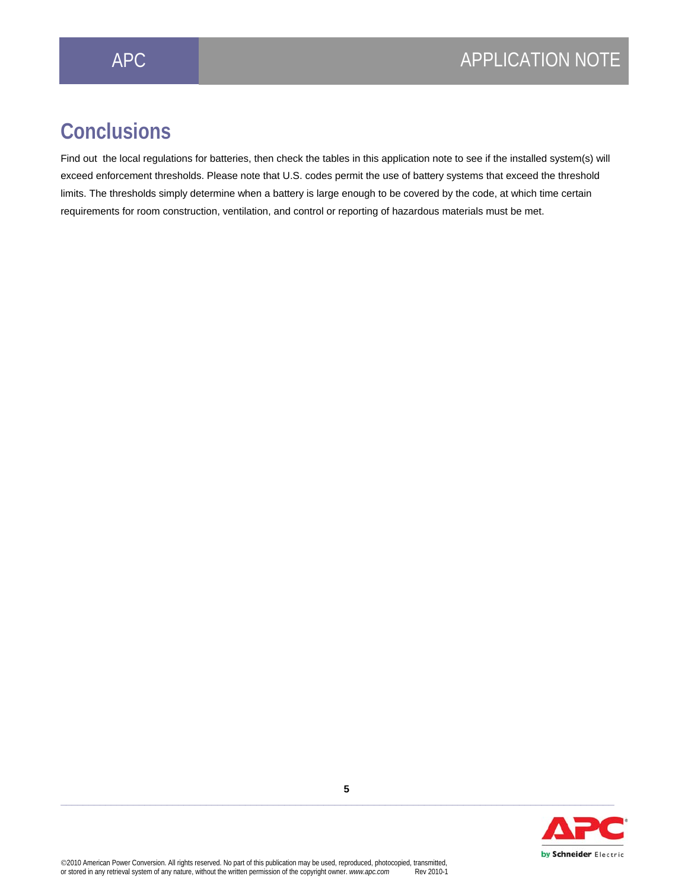# Conclusions

Find out  the local regulations for batteries, then check the tables in this application note to see if the installed system(s) will exceed enforcement thresholds. Please note that U.S. codes permit the use of battery systems that exceed the threshold limits. The thresholds simply determine when a battery is large enough to be covered by the code, at which time certain requirements for room construction, ventilation, and control or reporting of hazardous materials must be met.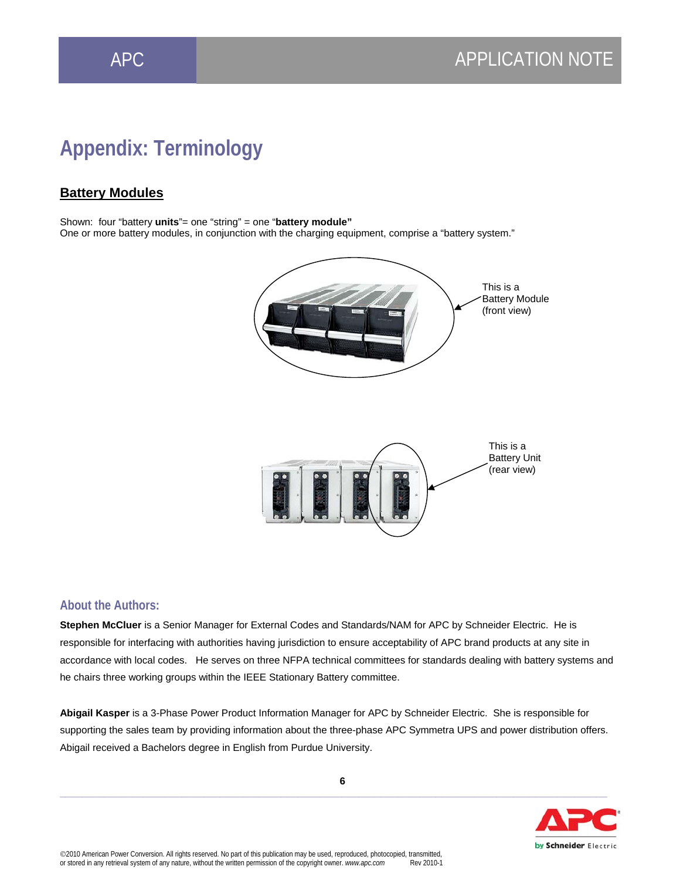# Appendix: Terminology

## Battery Modules

Shown: four "battery **units**"= one "string" = one "**battery module"**
One or more battery modules, in conjunction with the charging equipment, comprise a "battery system."

This is a
Battery Module
(front view)

This is a
Battery Unit
(rear view)

### About the Authors:

**Stephen McCluer** is a Senior Manager for External Codes and Standards/NAM for APC by Schneider Electric. He is responsible for interfacing with authorities having jurisdiction to ensure acceptability of APC brand products at any site in accordance with local codes. He serves on three NFPA technical committees for standards dealing with battery systems and he chairs three working groups within the IEEE Stationary Battery committee.

**Abigail Kasper** is a 3-Phase Power Product Information Manager for APC by Schneider Electric. She is responsible for supporting the sales team by providing information about the three-phase APC Symmetra UPS and power distribution offers. Abigail received a Bachelors degree in English from Purdue University.